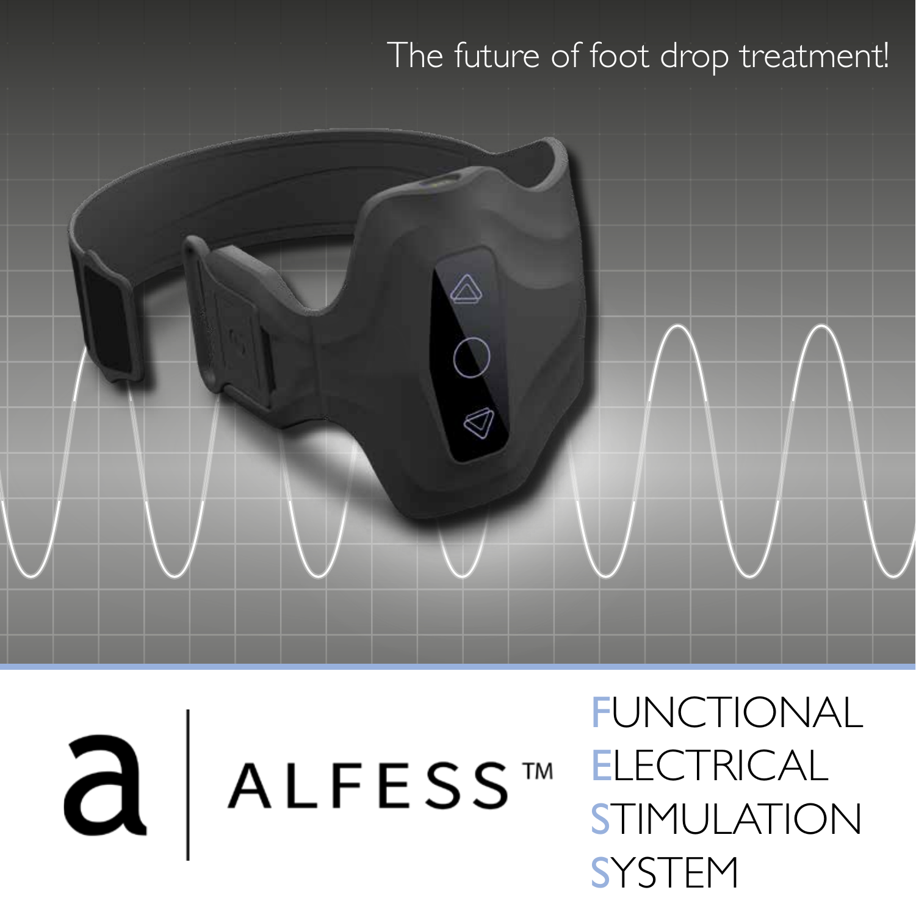The future of foot drop treatment!

# ALFESS™

FUNCTIONAL
ELECTRICAL
STIMULATION
SYSTEM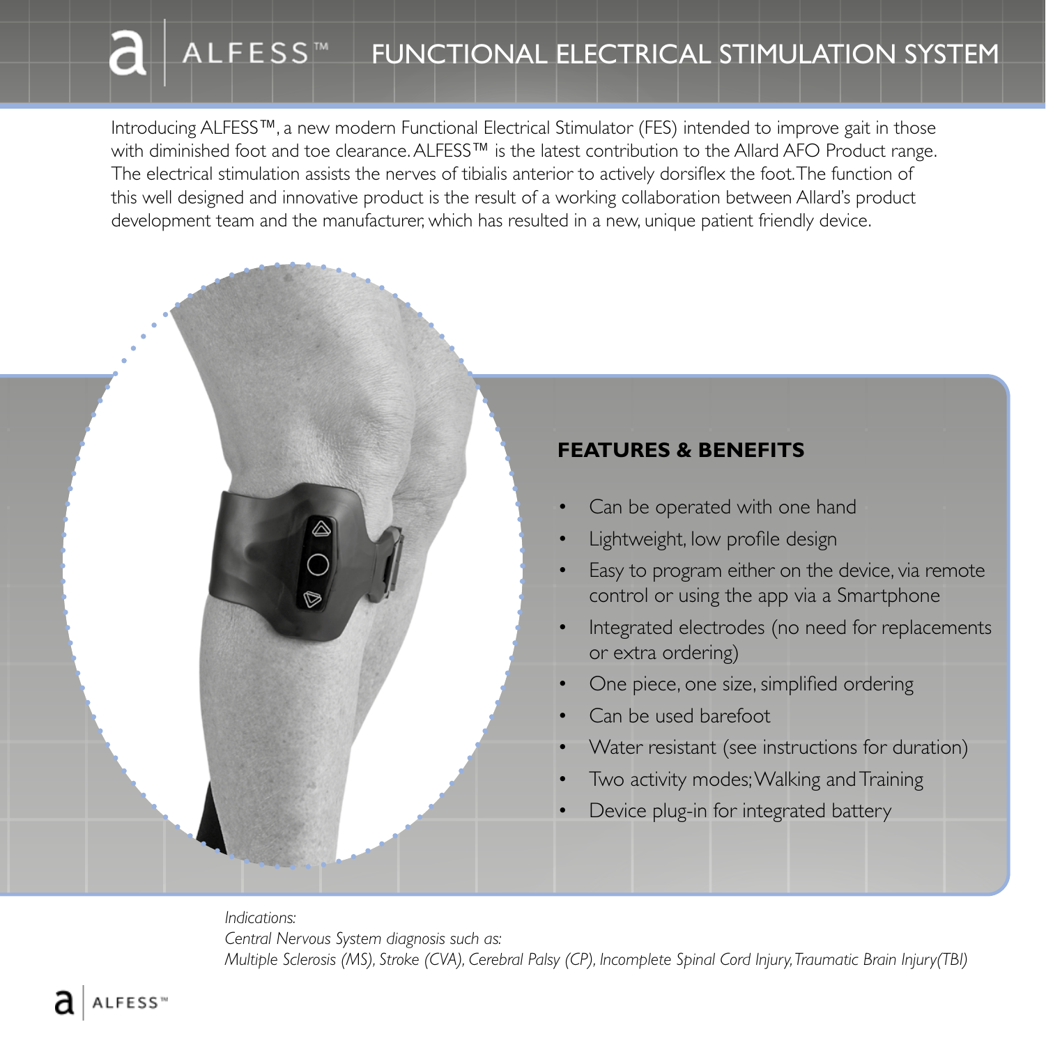# ALFESS™ FUNCTIONAL ELECTRICAL STIMULATION SYSTEM

Introducing ALFESS™, a new modern Functional Electrical Stimulator (FES) intended to improve gait in those with diminished foot and toe clearance. ALFESS™ is the latest contribution to the Allard AFO Product range. The electrical stimulation assists the nerves of tibialis anterior to actively dorsiflex the foot. The function of this well designed and innovative product is the result of a working collaboration between Allard's product development team and the manufacturer, which has resulted in a new, unique patient friendly device.

## FEATURES & BENEFITS

- Can be operated with one hand
- Lightweight, low profile design
- Easy to program either on the device, via remote control or using the app via a Smartphone
- Integrated electrodes (no need for replacements or extra ordering)
- One piece, one size, simplified ordering
- Can be used barefoot
- Water resistant (see instructions for duration)
- Two activity modes; Walking and Training
- Device plug-in for integrated battery

*Indications:*
*Central Nervous System diagnosis such as:*
*Multiple Sclerosis (MS), Stroke (CVA), Cerebral Palsy (CP), Incomplete Spinal Cord Injury, Traumatic Brain Injury(TBI)*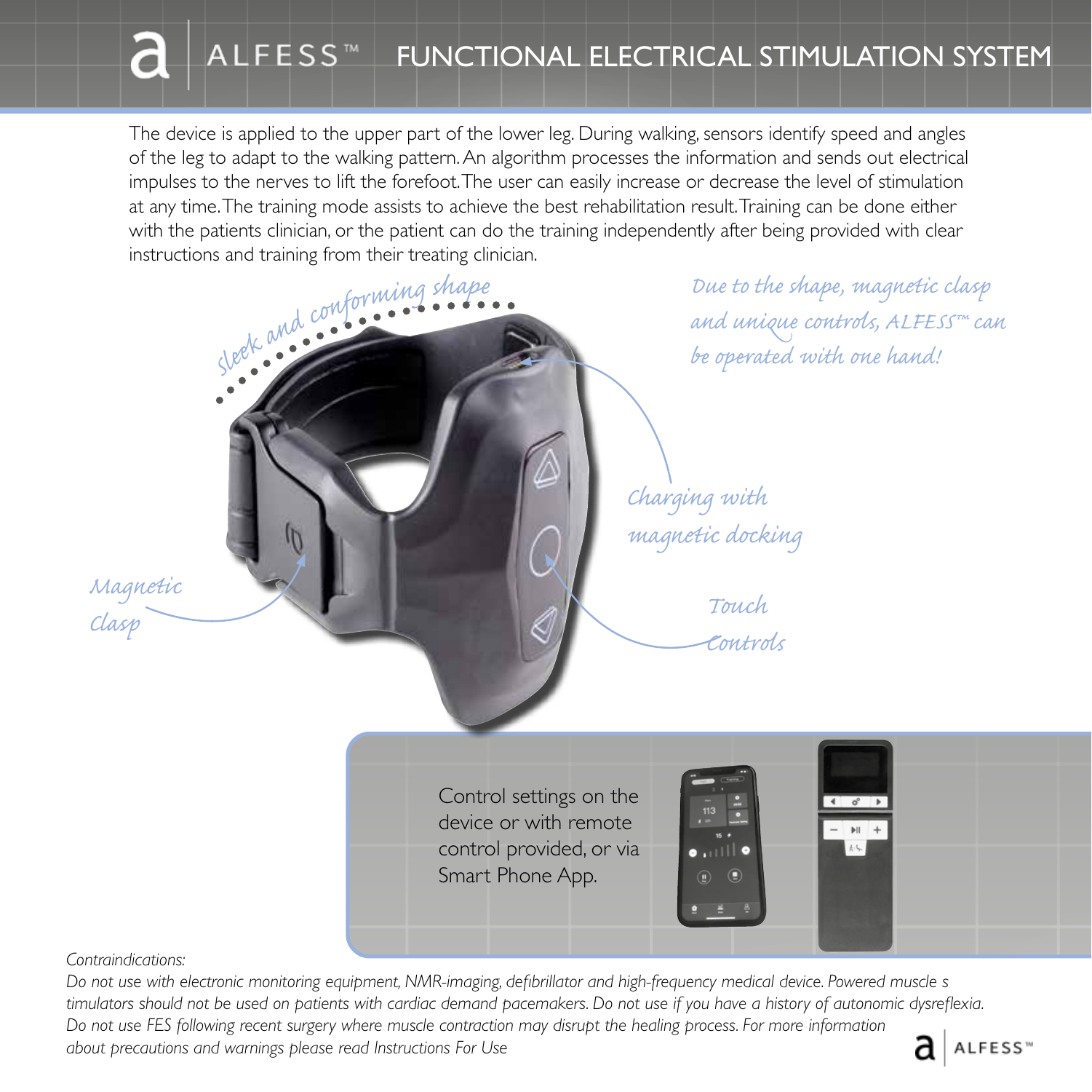# ALFESS™ FUNCTIONAL ELECTRICAL STIMULATION SYSTEM

The device is applied to the upper part of the lower leg. During walking, sensors identify speed and angles of the leg to adapt to the walking pattern. An algorithm processes the information and sends out electrical impulses to the nerves to lift the forefoot. The user can easily increase or decrease the level of stimulation at any time. The training mode assists to achieve the best rehabilitation result. Training can be done either with the patients clinician, or the patient can do the training independently after being provided with clear instructions and training from their treating clinician.

*Sleek and conforming shape*

*Due to the shape, magnetic clasp and unique controls, ALFESS™ can be operated with one hand!*

*Charging with magnetic docking*

*Magnetic Clasp*

*Touch Controls*

Control settings on the device or with remote control provided, or via Smart Phone App.

*Contraindications:*

*Do not use with electronic monitoring equipment, NMR-imaging, defibrillator and high-frequency medical device. Powered muscle s timulators should not be used on patients with cardiac demand pacemakers. Do not use if you have a history of autonomic dysreflexia. Do not use FES following recent surgery where muscle contraction may disrupt the healing process. For more information about precautions and warnings please read Instructions For Use*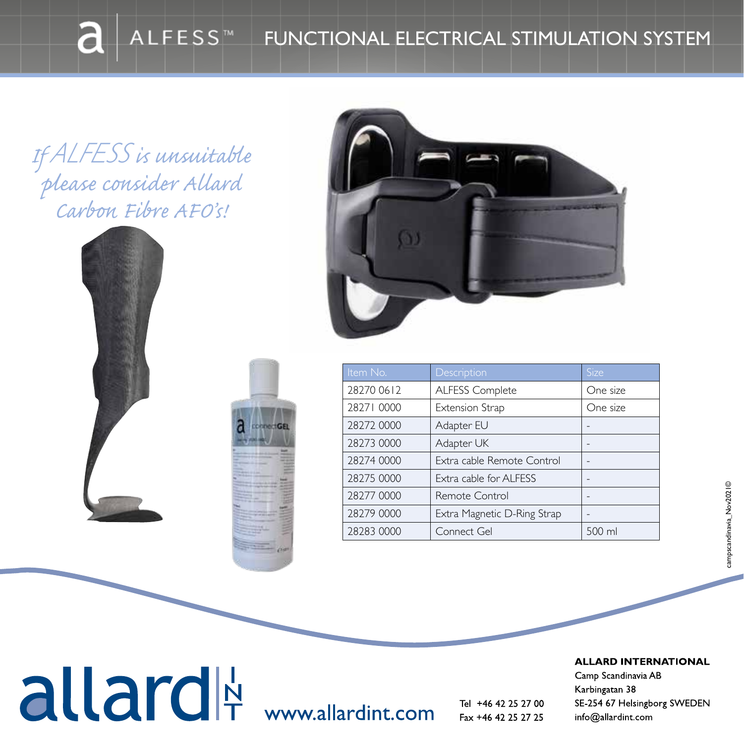# ALFESS™ FUNCTIONAL ELECTRICAL STIMULATION SYSTEM

*If ALFESS is unsuitable please consider Allard Carbon Fibre AFO's!*

| Item No. | Description | Size |
|---|---|---|
| 28270 0612 | ALFESS Complete | One size |
| 28271 0000 | Extension Strap | One size |
| 28272 0000 | Adapter EU | - |
| 28273 0000 | Adapter UK | - |
| 28274 0000 | Extra cable Remote Control | - |
| 28275 0000 | Extra cable for ALFESS | - |
| 28277 0000 | Remote Control | - |
| 28279 0000 | Extra Magnetic D-Ring Strap | - |
| 28283 0000 | Connect Gel | 500 ml |

campscandinavia_Nov2021©

allard INT

www.allardint.com

Tel +46 42 25 27 00
Fax +46 42 25 27 25

**ALLARD INTERNATIONAL**
Camp Scandinavia AB
Karbingatan 38
SE-254 67 Helsingborg SWEDEN
info@allardint.com